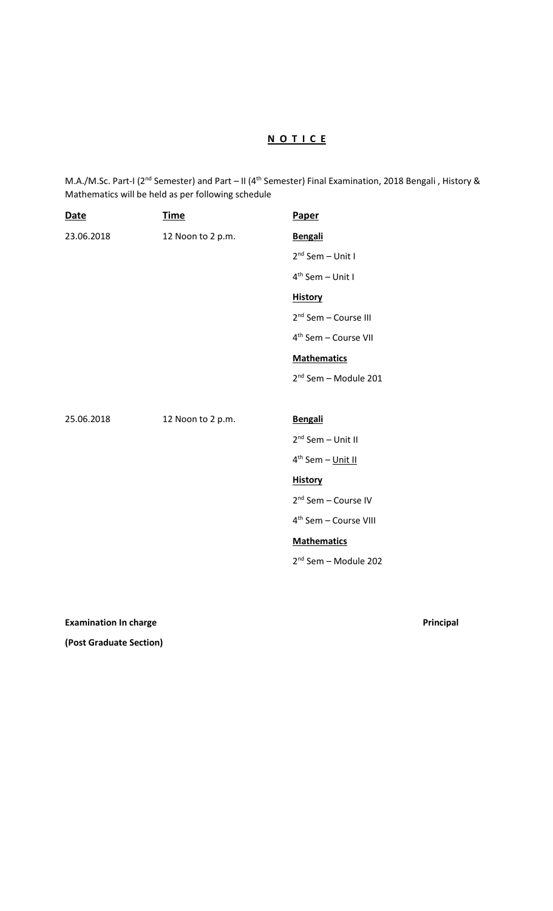# N O T I C E

M.A./M.Sc. Part-I (2nd Semester) and Part – II (4th Semester) Final Examination, 2018 Bengali , History & Mathematics will be held as per following schedule

| Date | Time | Paper |
|---|---|---|
| 23.06.2018 | 12 Noon to 2 p.m. | **Bengali** |
| | | 2nd Sem – Unit I |
| | | 4th Sem – Unit I |
| | | **History** |
| | | 2nd Sem – Course III |
| | | 4th Sem – Course VII |
| | | **Mathematics** |
| | | 2nd Sem – Module 201 |
| 25.06.2018 | 12 Noon to 2 p.m. | **Bengali** |
| | | 2nd Sem – Unit II |
| | | 4th Sem – Unit II |
| | | **History** |
| | | 2nd Sem – Course IV |
| | | 4th Sem – Course VIII |
| | | **Mathematics** |
| | | 2nd Sem – Module 202 |

**Examination In charge**

**(Post Graduate Section)**

**Principal**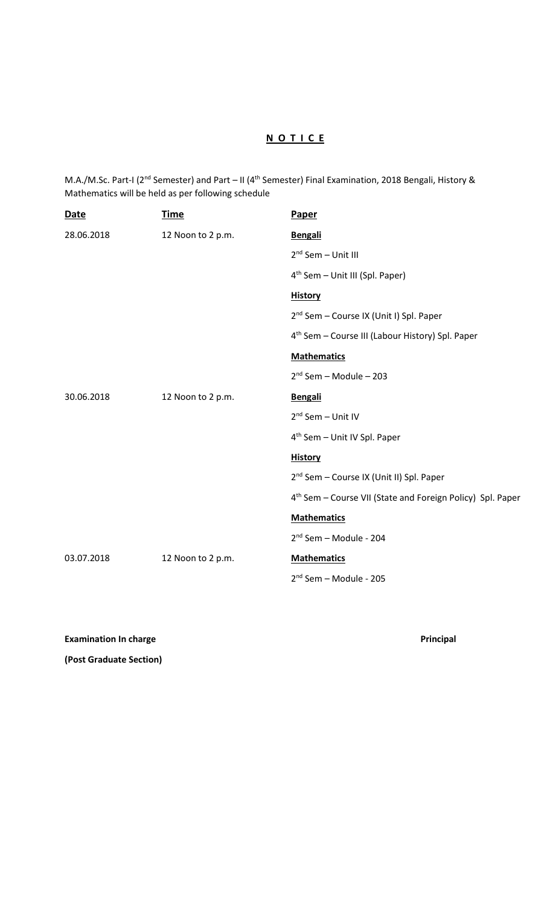# N O T I C E

M.A./M.Sc. Part-I (2nd Semester) and Part – II (4th Semester) Final Examination, 2018 Bengali, History & Mathematics will be held as per following schedule

| Date | Time | Paper |
|---|---|---|
| 28.06.2018 | 12 Noon to 2 p.m. | **Bengali** |
| | | 2nd Sem – Unit III |
| | | 4th Sem – Unit III (Spl. Paper) |
| | | **History** |
| | | 2nd Sem – Course IX (Unit I) Spl. Paper |
| | | 4th Sem – Course III (Labour History) Spl. Paper |
| | | **Mathematics** |
| | | 2nd Sem – Module – 203 |
| 30.06.2018 | 12 Noon to 2 p.m. | **Bengali** |
| | | 2nd Sem – Unit IV |
| | | 4th Sem – Unit IV Spl. Paper |
| | | **History** |
| | | 2nd Sem – Course IX (Unit II) Spl. Paper |
| | | 4th Sem – Course VII (State and Foreign Policy) Spl. Paper |
| | | **Mathematics** |
| | | 2nd Sem – Module - 204 |
| 03.07.2018 | 12 Noon to 2 p.m. | **Mathematics** |
| | | 2nd Sem – Module - 205 |

**Examination In charge**

**(Post Graduate Section)**

**Principal**